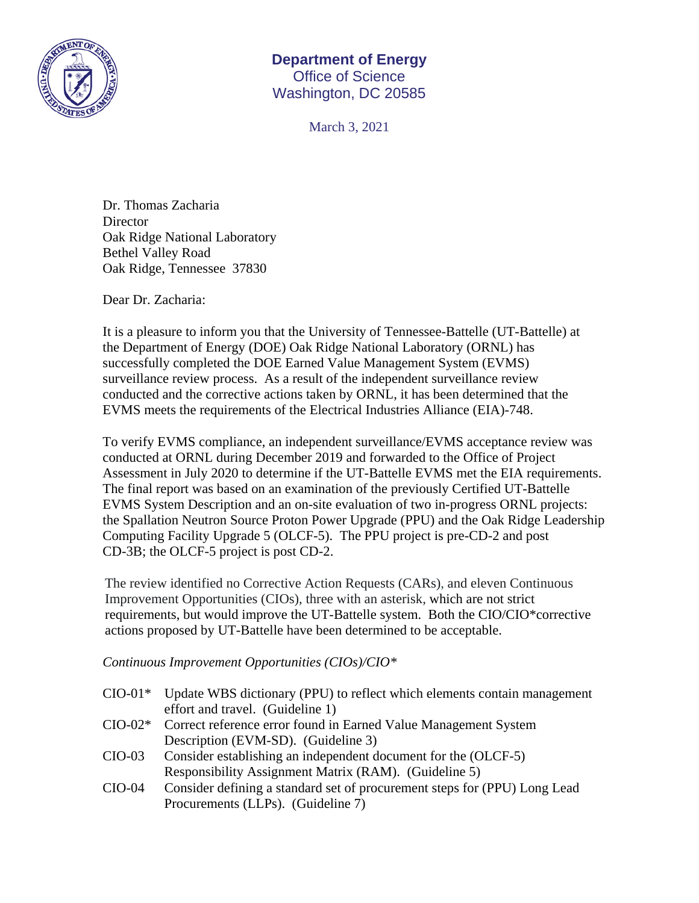**Department of Energy**
Office of Science
Washington, DC 20585

March 3, 2021

Dr. Thomas Zacharia
Director
Oak Ridge National Laboratory
Bethel Valley Road
Oak Ridge, Tennessee 37830

Dear Dr. Zacharia:

It is a pleasure to inform you that the University of Tennessee-Battelle (UT-Battelle) at the Department of Energy (DOE) Oak Ridge National Laboratory (ORNL) has successfully completed the DOE Earned Value Management System (EVMS) surveillance review process. As a result of the independent surveillance review conducted and the corrective actions taken by ORNL, it has been determined that the EVMS meets the requirements of the Electrical Industries Alliance (EIA)-748.

To verify EVMS compliance, an independent surveillance/EVMS acceptance review was conducted at ORNL during December 2019 and forwarded to the Office of Project Assessment in July 2020 to determine if the UT-Battelle EVMS met the EIA requirements. The final report was based on an examination of the previously Certified UT-Battelle EVMS System Description and an on-site evaluation of two in-progress ORNL projects: the Spallation Neutron Source Proton Power Upgrade (PPU) and the Oak Ridge Leadership Computing Facility Upgrade 5 (OLCF-5). The PPU project is pre-CD-2 and post CD-3B; the OLCF-5 project is post CD-2.

The review identified no Corrective Action Requests (CARs), and eleven Continuous Improvement Opportunities (CIOs), three with an asterisk, which are not strict requirements, but would improve the UT-Battelle system. Both the CIO/CIO*corrective actions proposed by UT-Battelle have been determined to be acceptable.

*Continuous Improvement Opportunities (CIOs)/CIO**

- CIO-01* Update WBS dictionary (PPU) to reflect which elements contain management effort and travel. (Guideline 1)
- CIO-02* Correct reference error found in Earned Value Management System Description (EVM-SD). (Guideline 3)
- CIO-03 Consider establishing an independent document for the (OLCF-5) Responsibility Assignment Matrix (RAM). (Guideline 5)
- CIO-04 Consider defining a standard set of procurement steps for (PPU) Long Lead Procurements (LLPs). (Guideline 7)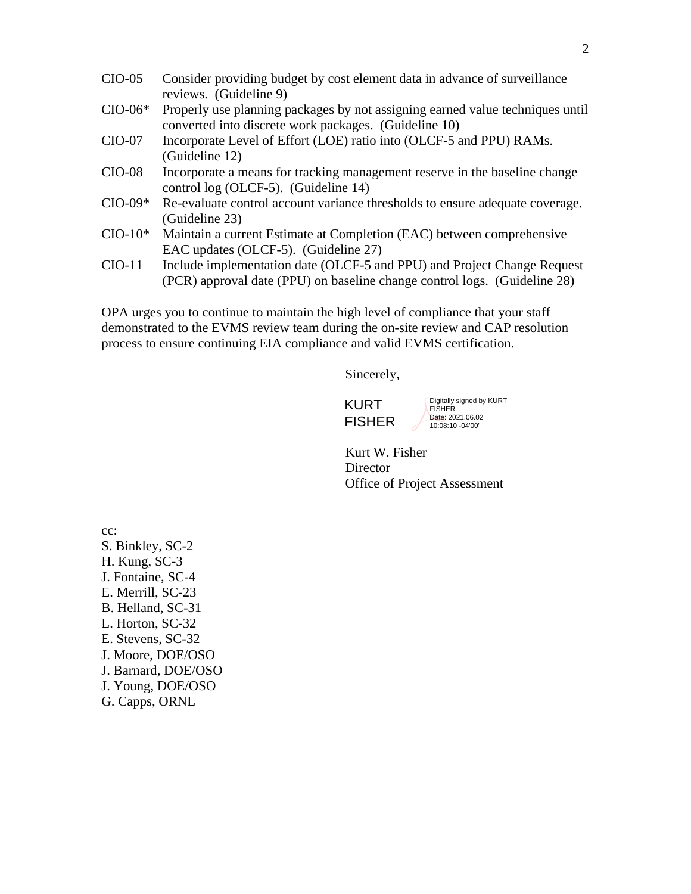CIO-05 Consider providing budget by cost element data in advance of surveillance reviews. (Guideline 9)

CIO-06* Properly use planning packages by not assigning earned value techniques until converted into discrete work packages. (Guideline 10)

CIO-07 Incorporate Level of Effort (LOE) ratio into (OLCF-5 and PPU) RAMs. (Guideline 12)

CIO-08 Incorporate a means for tracking management reserve in the baseline change control log (OLCF-5). (Guideline 14)

CIO-09* Re-evaluate control account variance thresholds to ensure adequate coverage. (Guideline 23)

CIO-10* Maintain a current Estimate at Completion (EAC) between comprehensive EAC updates (OLCF-5). (Guideline 27)

CIO-11 Include implementation date (OLCF-5 and PPU) and Project Change Request (PCR) approval date (PPU) on baseline change control logs. (Guideline 28)

OPA urges you to continue to maintain the high level of compliance that your staff demonstrated to the EVMS review team during the on-site review and CAP resolution process to ensure continuing EIA compliance and valid EVMS certification.

Sincerely,

KURT FISHER

Digitally signed by KURT FISHER
Date: 2021.06.02 10:08:10 -04'00'

Kurt W. Fisher
Director
Office of Project Assessment

cc:
S. Binkley, SC-2
H. Kung, SC-3
J. Fontaine, SC-4
E. Merrill, SC-23
B. Helland, SC-31
L. Horton, SC-32
E. Stevens, SC-32
J. Moore, DOE/OSO
J. Barnard, DOE/OSO
J. Young, DOE/OSO
G. Capps, ORNL